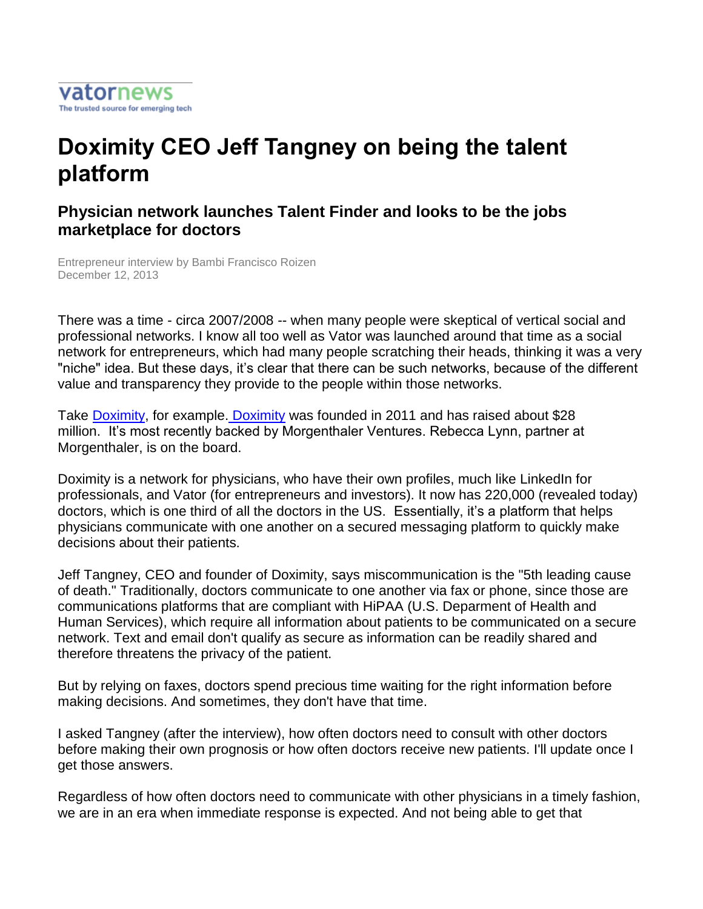vatornews
The trusted source for emerging tech

# Doximity CEO Jeff Tangney on being the talent platform

## Physician network launches Talent Finder and looks to be the jobs marketplace for doctors

Entrepreneur interview by Bambi Francisco Roizen
December 12, 2013

There was a time - circa 2007/2008 -- when many people were skeptical of vertical social and professional networks. I know all too well as Vator was launched around that time as a social network for entrepreneurs, which had many people scratching their heads, thinking it was a very "niche" idea. But these days, it's clear that there can be such networks, because of the different value and transparency they provide to the people within those networks.

Take Doximity, for example. Doximity was founded in 2011 and has raised about $28 million. It's most recently backed by Morgenthaler Ventures. Rebecca Lynn, partner at Morgenthaler, is on the board.

Doximity is a network for physicians, who have their own profiles, much like LinkedIn for professionals, and Vator (for entrepreneurs and investors). It now has 220,000 (revealed today) doctors, which is one third of all the doctors in the US. Essentially, it's a platform that helps physicians communicate with one another on a secured messaging platform to quickly make decisions about their patients.

Jeff Tangney, CEO and founder of Doximity, says miscommunication is the "5th leading cause of death." Traditionally, doctors communicate to one another via fax or phone, since those are communications platforms that are compliant with HiPAA (U.S. Deparment of Health and Human Services), which require all information about patients to be communicated on a secure network. Text and email don't qualify as secure as information can be readily shared and therefore threatens the privacy of the patient.

But by relying on faxes, doctors spend precious time waiting for the right information before making decisions. And sometimes, they don't have that time.

I asked Tangney (after the interview), how often doctors need to consult with other doctors before making their own prognosis or how often doctors receive new patients. I'll update once I get those answers.

Regardless of how often doctors need to communicate with other physicians in a timely fashion, we are in an era when immediate response is expected. And not being able to get that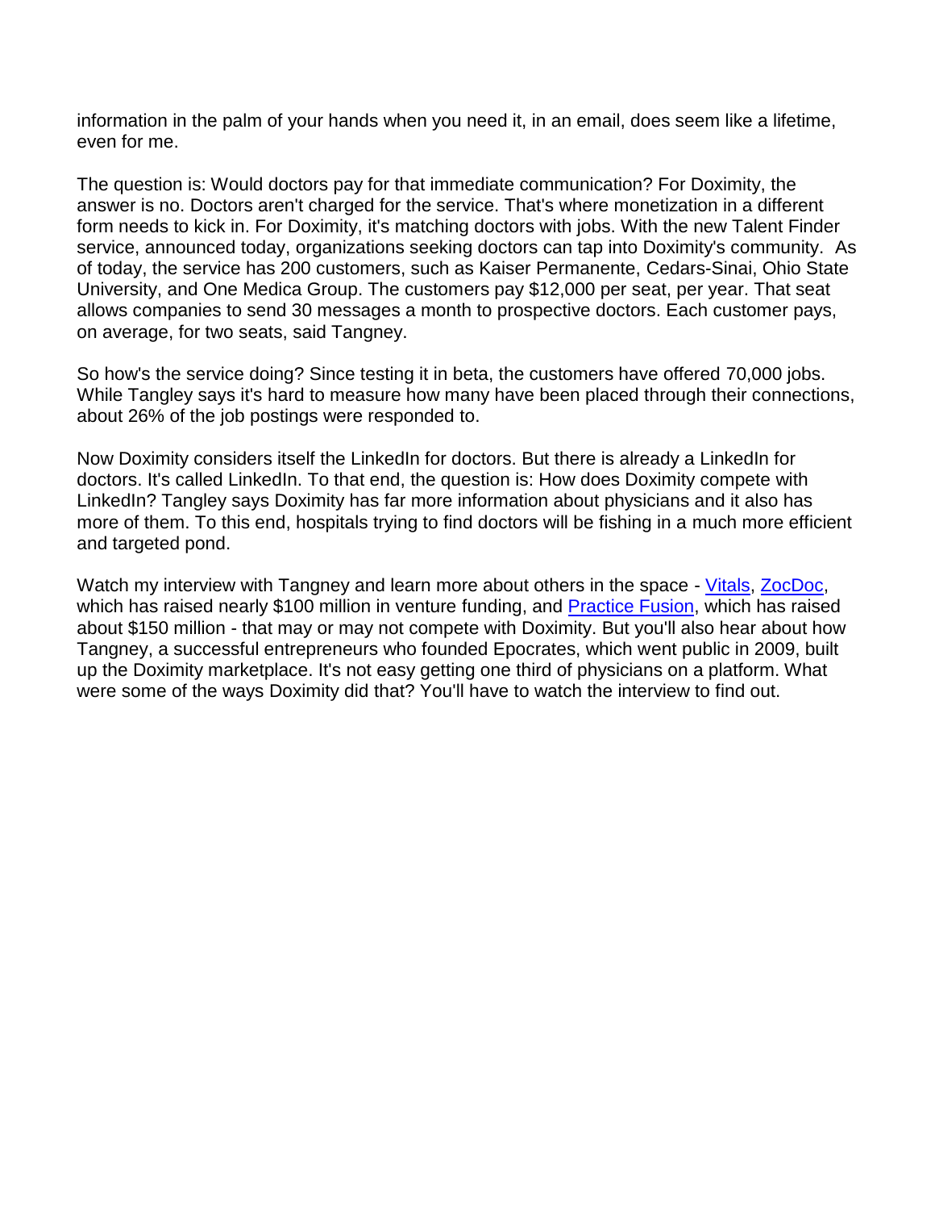information in the palm of your hands when you need it, in an email, does seem like a lifetime, even for me.

The question is: Would doctors pay for that immediate communication? For Doximity, the answer is no. Doctors aren't charged for the service. That's where monetization in a different form needs to kick in. For Doximity, it's matching doctors with jobs. With the new Talent Finder service, announced today, organizations seeking doctors can tap into Doximity's community. As of today, the service has 200 customers, such as Kaiser Permanente, Cedars-Sinai, Ohio State University, and One Medica Group. The customers pay $12,000 per seat, per year. That seat allows companies to send 30 messages a month to prospective doctors. Each customer pays, on average, for two seats, said Tangney.

So how's the service doing? Since testing it in beta, the customers have offered 70,000 jobs. While Tangley says it's hard to measure how many have been placed through their connections, about 26% of the job postings were responded to.

Now Doximity considers itself the LinkedIn for doctors. But there is already a LinkedIn for doctors. It's called LinkedIn. To that end, the question is: How does Doximity compete with LinkedIn? Tangley says Doximity has far more information about physicians and it also has more of them. To this end, hospitals trying to find doctors will be fishing in a much more efficient and targeted pond.

Watch my interview with Tangney and learn more about others in the space - [Vitals](), [ZocDoc](), which has raised nearly $100 million in venture funding, and [Practice Fusion](), which has raised about $150 million - that may or may not compete with Doximity. But you'll also hear about how Tangney, a successful entrepreneurs who founded Epocrates, which went public in 2009, built up the Doximity marketplace. It's not easy getting one third of physicians on a platform. What were some of the ways Doximity did that? You'll have to watch the interview to find out.